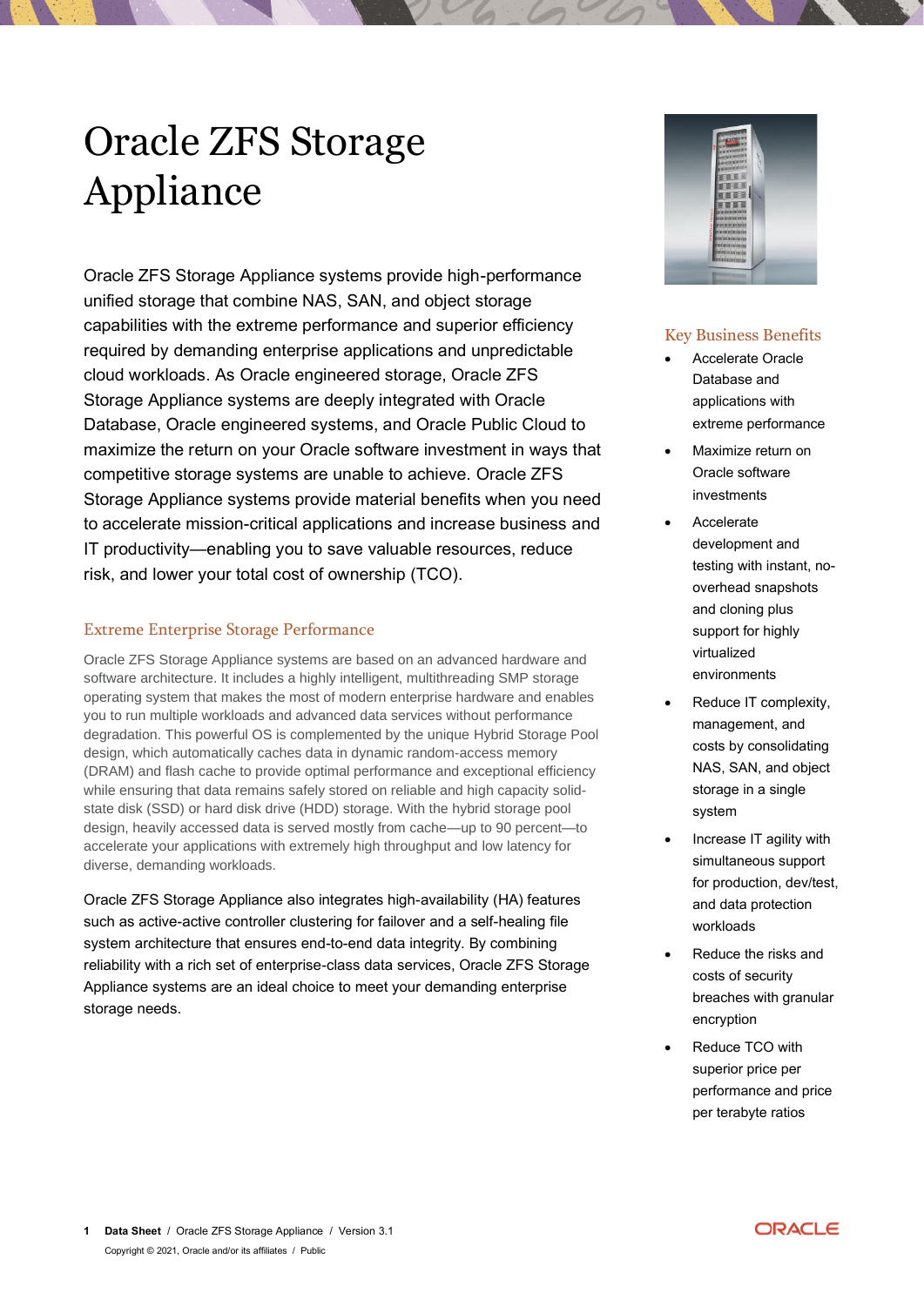# Oracle ZFS Storage Appliance

Oracle ZFS Storage Appliance systems provide high-performance unified storage that combine NAS, SAN, and object storage capabilities with the extreme performance and superior efficiency required by demanding enterprise applications and unpredictable cloud workloads. As Oracle engineered storage, Oracle ZFS Storage Appliance systems are deeply integrated with Oracle Database, Oracle engineered systems, and Oracle Public Cloud to maximize the return on your Oracle software investment in ways that competitive storage systems are unable to achieve. Oracle ZFS Storage Appliance systems provide material benefits when you need to accelerate mission-critical applications and increase business and IT productivity—enabling you to save valuable resources, reduce risk, and lower your total cost of ownership (TCO).

## Extreme Enterprise Storage Performance

Oracle ZFS Storage Appliance systems are based on an advanced hardware and software architecture. It includes a highly intelligent, multithreading SMP storage operating system that makes the most of modern enterprise hardware and enables you to run multiple workloads and advanced data services without performance degradation. This powerful OS is complemented by the unique Hybrid Storage Pool design, which automatically caches data in dynamic random-access memory (DRAM) and flash cache to provide optimal performance and exceptional efficiency while ensuring that data remains safely stored on reliable and high capacity solid-state disk (SSD) or hard disk drive (HDD) storage. With the hybrid storage pool design, heavily accessed data is served mostly from cache—up to 90 percent—to accelerate your applications with extremely high throughput and low latency for diverse, demanding workloads.

Oracle ZFS Storage Appliance also integrates high-availability (HA) features such as active-active controller clustering for failover and a self-healing file system architecture that ensures end-to-end data integrity. By combining reliability with a rich set of enterprise-class data services, Oracle ZFS Storage Appliance systems are an ideal choice to meet your demanding enterprise storage needs.

## Key Business Benefits

- Accelerate Oracle Database and applications with extreme performance
- Maximize return on Oracle software investments
- Accelerate development and testing with instant, no-overhead snapshots and cloning plus support for highly virtualized environments
- Reduce IT complexity, management, and costs by consolidating NAS, SAN, and object storage in a single system
- Increase IT agility with simultaneous support for production, dev/test, and data protection workloads
- Reduce the risks and costs of security breaches with granular encryption
- Reduce TCO with superior price per performance and price per terabyte ratios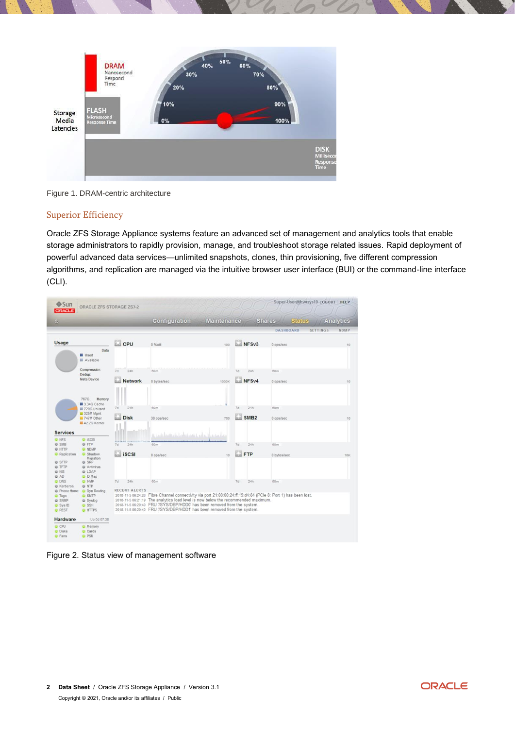Figure 1. DRAM-centric architecture

## Superior Efficiency

Oracle ZFS Storage Appliance systems feature an advanced set of management and analytics tools that enable storage administrators to rapidly provision, manage, and troubleshoot storage related issues. Rapid deployment of powerful advanced data services—unlimited snapshots, clones, thin provisioning, five different compression algorithms, and replication are managed via the intuitive browser user interface (BUI) or the command-line interface (CLI).

Figure 2. Status view of management software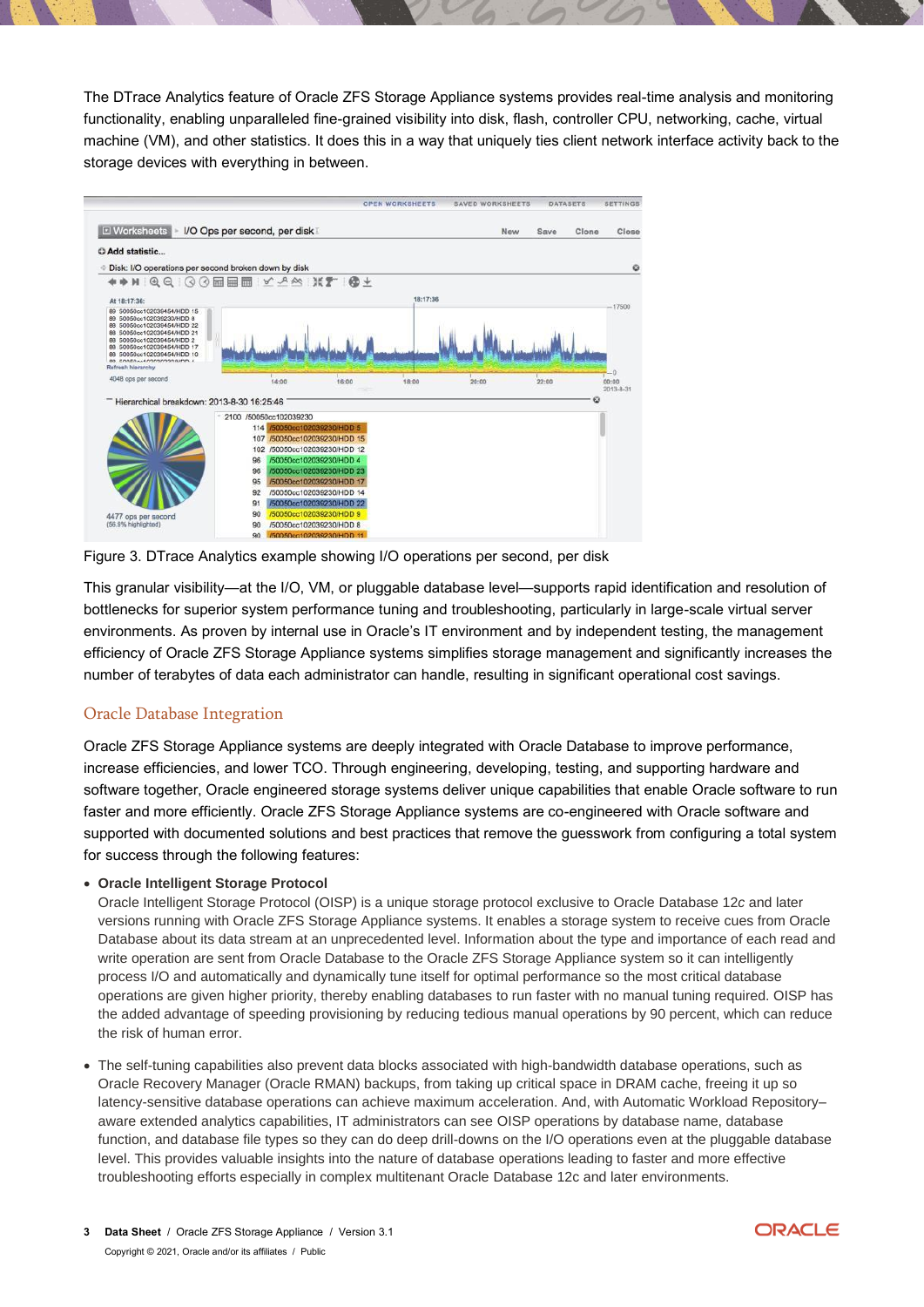The DTrace Analytics feature of Oracle ZFS Storage Appliance systems provides real-time analysis and monitoring functionality, enabling unparalleled fine-grained visibility into disk, flash, controller CPU, networking, cache, virtual machine (VM), and other statistics. It does this in a way that uniquely ties client network interface activity back to the storage devices with everything in between.

Figure 3. DTrace Analytics example showing I/O operations per second, per disk

This granular visibility—at the I/O, VM, or pluggable database level—supports rapid identification and resolution of bottlenecks for superior system performance tuning and troubleshooting, particularly in large-scale virtual server environments. As proven by internal use in Oracle's IT environment and by independent testing, the management efficiency of Oracle ZFS Storage Appliance systems simplifies storage management and significantly increases the number of terabytes of data each administrator can handle, resulting in significant operational cost savings.

## Oracle Database Integration

Oracle ZFS Storage Appliance systems are deeply integrated with Oracle Database to improve performance, increase efficiencies, and lower TCO. Through engineering, developing, testing, and supporting hardware and software together, Oracle engineered storage systems deliver unique capabilities that enable Oracle software to run faster and more efficiently. Oracle ZFS Storage Appliance systems are co-engineered with Oracle software and supported with documented solutions and best practices that remove the guesswork from configuring a total system for success through the following features:

- **Oracle Intelligent Storage Protocol**
  Oracle Intelligent Storage Protocol (OISP) is a unique storage protocol exclusive to Oracle Database 12c and later versions running with Oracle ZFS Storage Appliance systems. It enables a storage system to receive cues from Oracle Database about its data stream at an unprecedented level. Information about the type and importance of each read and write operation are sent from Oracle Database to the Oracle ZFS Storage Appliance system so it can intelligently process I/O and automatically and dynamically tune itself for optimal performance so the most critical database operations are given higher priority, thereby enabling databases to run faster with no manual tuning required. OISP has the added advantage of speeding provisioning by reducing tedious manual operations by 90 percent, which can reduce the risk of human error.

- The self-tuning capabilities also prevent data blocks associated with high-bandwidth database operations, such as Oracle Recovery Manager (Oracle RMAN) backups, from taking up critical space in DRAM cache, freeing it up so latency-sensitive database operations can achieve maximum acceleration. And, with Automatic Workload Repository–aware extended analytics capabilities, IT administrators can see OISP operations by database name, database function, and database file types so they can do deep drill-downs on the I/O operations even at the pluggable database level. This provides valuable insights into the nature of database operations leading to faster and more effective troubleshooting efforts especially in complex multitenant Oracle Database 12c and later environments.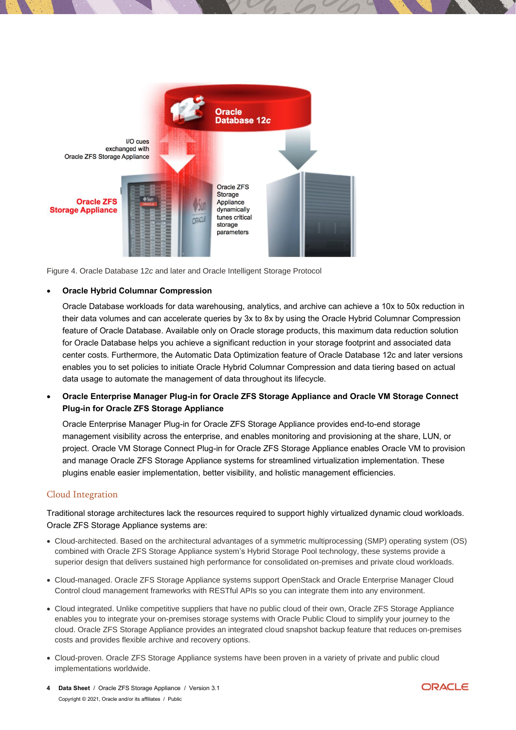Figure 4. Oracle Database 12*c* and later and Oracle Intelligent Storage Protocol

- **Oracle Hybrid Columnar Compression**

  Oracle Database workloads for data warehousing, analytics, and archive can achieve a 10x to 50x reduction in their data volumes and can accelerate queries by 3x to 8x by using the Oracle Hybrid Columnar Compression feature of Oracle Database. Available only on Oracle storage products, this maximum data reduction solution for Oracle Database helps you achieve a significant reduction in your storage footprint and associated data center costs. Furthermore, the Automatic Data Optimization feature of Oracle Database 12c and later versions enables you to set policies to initiate Oracle Hybrid Columnar Compression and data tiering based on actual data usage to automate the management of data throughout its lifecycle.

- **Oracle Enterprise Manager Plug-in for Oracle ZFS Storage Appliance and Oracle VM Storage Connect Plug-in for Oracle ZFS Storage Appliance**

  Oracle Enterprise Manager Plug-in for Oracle ZFS Storage Appliance provides end-to-end storage management visibility across the enterprise, and enables monitoring and provisioning at the share, LUN, or project. Oracle VM Storage Connect Plug-in for Oracle ZFS Storage Appliance enables Oracle VM to provision and manage Oracle ZFS Storage Appliance systems for streamlined virtualization implementation. These plugins enable easier implementation, better visibility, and holistic management efficiencies.

## Cloud Integration

Traditional storage architectures lack the resources required to support highly virtualized dynamic cloud workloads. Oracle ZFS Storage Appliance systems are:

- Cloud-architected. Based on the architectural advantages of a symmetric multiprocessing (SMP) operating system (OS) combined with Oracle ZFS Storage Appliance system's Hybrid Storage Pool technology, these systems provide a superior design that delivers sustained high performance for consolidated on-premises and private cloud workloads.
- Cloud-managed. Oracle ZFS Storage Appliance systems support OpenStack and Oracle Enterprise Manager Cloud Control cloud management frameworks with RESTful APIs so you can integrate them into any environment.
- Cloud integrated. Unlike competitive suppliers that have no public cloud of their own, Oracle ZFS Storage Appliance enables you to integrate your on-premises storage systems with Oracle Public Cloud to simplify your journey to the cloud. Oracle ZFS Storage Appliance provides an integrated cloud snapshot backup feature that reduces on-premises costs and provides flexible archive and recovery options.
- Cloud-proven. Oracle ZFS Storage Appliance systems have been proven in a variety of private and public cloud implementations worldwide.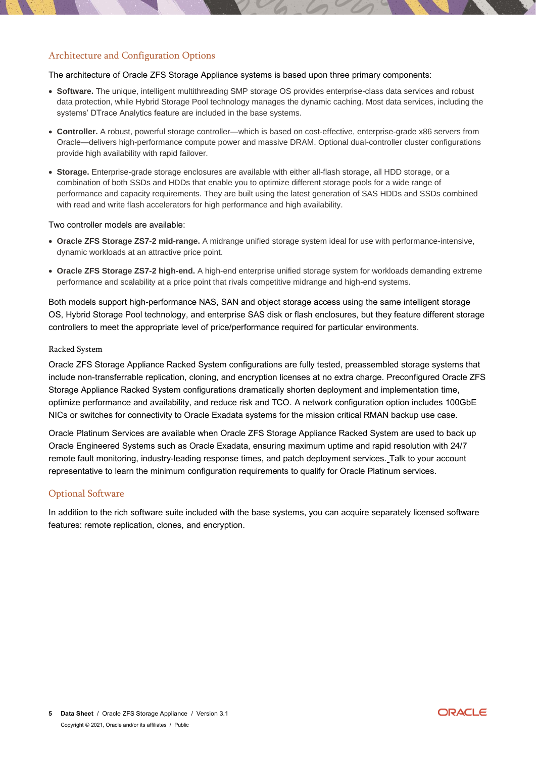## Architecture and Configuration Options

The architecture of Oracle ZFS Storage Appliance systems is based upon three primary components:

- **Software.** The unique, intelligent multithreading SMP storage OS provides enterprise-class data services and robust data protection, while Hybrid Storage Pool technology manages the dynamic caching. Most data services, including the systems' DTrace Analytics feature are included in the base systems.
- **Controller.** A robust, powerful storage controller—which is based on cost-effective, enterprise-grade x86 servers from Oracle—delivers high-performance compute power and massive DRAM. Optional dual-controller cluster configurations provide high availability with rapid failover.
- **Storage.** Enterprise-grade storage enclosures are available with either all-flash storage, all HDD storage, or a combination of both SSDs and HDDs that enable you to optimize different storage pools for a wide range of performance and capacity requirements. They are built using the latest generation of SAS HDDs and SSDs combined with read and write flash accelerators for high performance and high availability.

Two controller models are available:

- **Oracle ZFS Storage ZS7-2 mid-range.** A midrange unified storage system ideal for use with performance-intensive, dynamic workloads at an attractive price point.
- **Oracle ZFS Storage ZS7-2 high-end.** A high-end enterprise unified storage system for workloads demanding extreme performance and scalability at a price point that rivals competitive midrange and high-end systems.

Both models support high-performance NAS, SAN and object storage access using the same intelligent storage OS, Hybrid Storage Pool technology, and enterprise SAS disk or flash enclosures, but they feature different storage controllers to meet the appropriate level of price/performance required for particular environments.

### Racked System

Oracle ZFS Storage Appliance Racked System configurations are fully tested, preassembled storage systems that include non-transferrable replication, cloning, and encryption licenses at no extra charge. Preconfigured Oracle ZFS Storage Appliance Racked System configurations dramatically shorten deployment and implementation time, optimize performance and availability, and reduce risk and TCO. A network configuration option includes 100GbE NICs or switches for connectivity to Oracle Exadata systems for the mission critical RMAN backup use case.

Oracle Platinum Services are available when Oracle ZFS Storage Appliance Racked System are used to back up Oracle Engineered Systems such as Oracle Exadata, ensuring maximum uptime and rapid resolution with 24/7 remote fault monitoring, industry-leading response times, and patch deployment services. Talk to your account representative to learn the minimum configuration requirements to qualify for Oracle Platinum services.

## Optional Software

In addition to the rich software suite included with the base systems, you can acquire separately licensed software features: remote replication, clones, and encryption.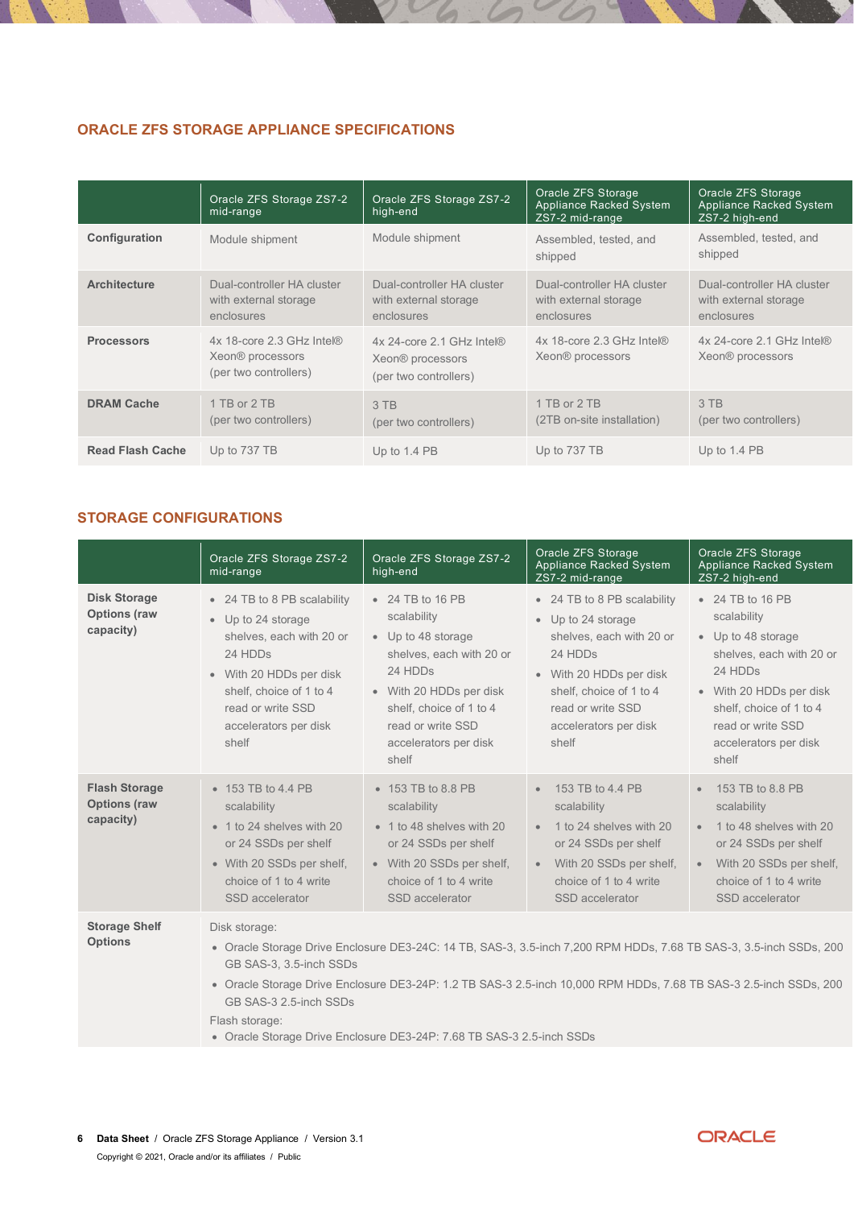## ORACLE ZFS STORAGE APPLIANCE SPECIFICATIONS

| | Oracle ZFS Storage ZS7-2 mid-range | Oracle ZFS Storage ZS7-2 high-end | Oracle ZFS Storage Appliance Racked System ZS7-2 mid-range | Oracle ZFS Storage Appliance Racked System ZS7-2 high-end |
|---|---|---|---|---|
| **Configuration** | Module shipment | Module shipment | Assembled, tested, and shipped | Assembled, tested, and shipped |
| **Architecture** | Dual-controller HA cluster with external storage enclosures | Dual-controller HA cluster with external storage enclosures | Dual-controller HA cluster with external storage enclosures | Dual-controller HA cluster with external storage enclosures |
| **Processors** | 4x 18-core 2.3 GHz Intel® Xeon® processors (per two controllers) | 4x 24-core 2.1 GHz Intel® Xeon® processors (per two controllers) | 4x 18-core 2.3 GHz Intel® Xeon® processors | 4x 24-core 2.1 GHz Intel® Xeon® processors |
| **DRAM Cache** | 1 TB or 2 TB (per two controllers) | 3 TB (per two controllers) | 1 TB or 2 TB (2TB on-site installation) | 3 TB (per two controllers) |
| **Read Flash Cache** | Up to 737 TB | Up to 1.4 PB | Up to 737 TB | Up to 1.4 PB |

## STORAGE CONFIGURATIONS

| | Oracle ZFS Storage ZS7-2 mid-range | Oracle ZFS Storage ZS7-2 high-end | Oracle ZFS Storage Appliance Racked System ZS7-2 mid-range | Oracle ZFS Storage Appliance Racked System ZS7-2 high-end |
|---|---|---|---|---|
| **Disk Storage Options (raw capacity)** | • 24 TB to 8 PB scalability<br>• Up to 24 storage shelves, each with 20 or 24 HDDs<br>• With 20 HDDs per disk shelf, choice of 1 to 4 read or write SSD accelerators per disk shelf | • 24 TB to 16 PB scalability<br>• Up to 48 storage shelves, each with 20 or 24 HDDs<br>• With 20 HDDs per disk shelf, choice of 1 to 4 read or write SSD accelerators per disk shelf | • 24 TB to 8 PB scalability<br>• Up to 24 storage shelves, each with 20 or 24 HDDs<br>• With 20 HDDs per disk shelf, choice of 1 to 4 read or write SSD accelerators per disk shelf | • 24 TB to 16 PB scalability<br>• Up to 48 storage shelves, each with 20 or 24 HDDs<br>• With 20 HDDs per disk shelf, choice of 1 to 4 read or write SSD accelerators per disk shelf |
| **Flash Storage Options (raw capacity)** | • 153 TB to 4.4 PB scalability<br>• 1 to 24 shelves with 20 or 24 SSDs per shelf<br>• With 20 SSDs per shelf, choice of 1 to 4 write SSD accelerator | • 153 TB to 8.8 PB scalability<br>• 1 to 48 shelves with 20 or 24 SSDs per shelf<br>• With 20 SSDs per shelf, choice of 1 to 4 write SSD accelerator | • 153 TB to 4.4 PB scalability<br>• 1 to 24 shelves with 20 or 24 SSDs per shelf<br>• With 20 SSDs per shelf, choice of 1 to 4 write SSD accelerator | • 153 TB to 8.8 PB scalability<br>• 1 to 48 shelves with 20 or 24 SSDs per shelf<br>• With 20 SSDs per shelf, choice of 1 to 4 write SSD accelerator |
| **Storage Shelf Options** | Disk storage:<br>• Oracle Storage Drive Enclosure DE3-24C: 14 TB, SAS-3, 3.5-inch 7,200 RPM HDDs, 7.68 TB SAS-3, 3.5-inch SSDs, 200 GB SAS-3, 3.5-inch SSDs<br>• Oracle Storage Drive Enclosure DE3-24P: 1.2 TB SAS-3 2.5-inch 10,000 RPM HDDs, 7.68 TB SAS-3 2.5-inch SSDs, 200 GB SAS-3 2.5-inch SSDs<br>Flash storage:<br>• Oracle Storage Drive Enclosure DE3-24P: 7.68 TB SAS-3 2.5-inch SSDs | | | |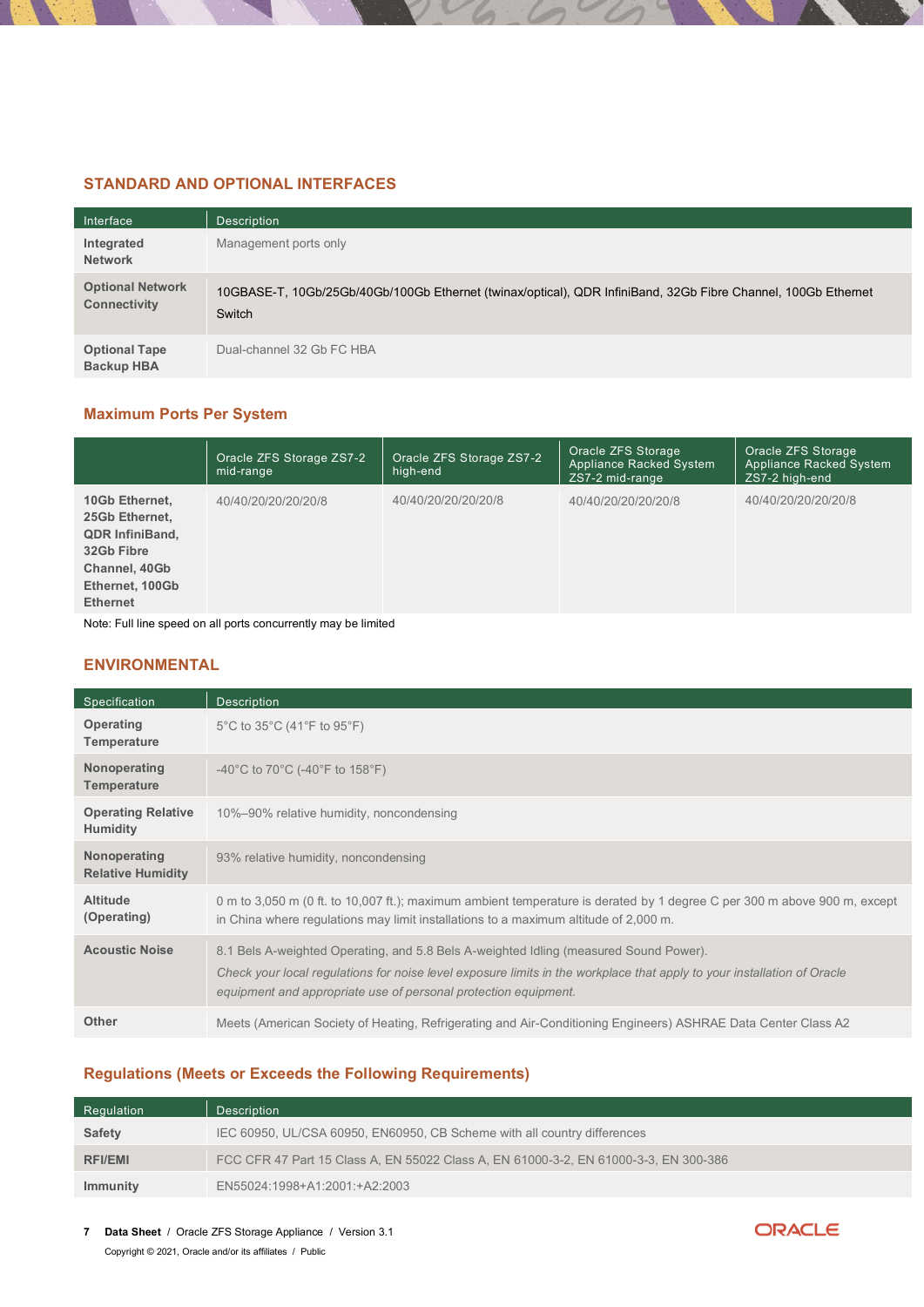## STANDARD AND OPTIONAL INTERFACES

| Interface | Description |
|---|---|
| **Integrated Network** | Management ports only |
| **Optional Network Connectivity** | 10GBASE-T, 10Gb/25Gb/40Gb/100Gb Ethernet (twinax/optical), QDR InfiniBand, 32Gb Fibre Channel, 100Gb Ethernet Switch |
| **Optional Tape Backup HBA** | Dual-channel 32 Gb FC HBA |

### Maximum Ports Per System

| | Oracle ZFS Storage ZS7-2 mid-range | Oracle ZFS Storage ZS7-2 high-end | Oracle ZFS Storage Appliance Racked System ZS7-2 mid-range | Oracle ZFS Storage Appliance Racked System ZS7-2 high-end |
|---|---|---|---|---|
| **10Gb Ethernet, 25Gb Ethernet, QDR InfiniBand, 32Gb Fibre Channel, 40Gb Ethernet, 100Gb Ethernet** | 40/40/20/20/20/20/8 | 40/40/20/20/20/20/8 | 40/40/20/20/20/20/8 | 40/40/20/20/20/20/8 |

Note: Full line speed on all ports concurrently may be limited

## ENVIRONMENTAL

| Specification | Description |
|---|---|
| **Operating Temperature** | 5°C to 35°C (41°F to 95°F) |
| **Nonoperating Temperature** | -40°C to 70°C (-40°F to 158°F) |
| **Operating Relative Humidity** | 10%–90% relative humidity, noncondensing |
| **Nonoperating Relative Humidity** | 93% relative humidity, noncondensing |
| **Altitude (Operating)** | 0 m to 3,050 m (0 ft. to 10,007 ft.); maximum ambient temperature is derated by 1 degree C per 300 m above 900 m, except in China where regulations may limit installations to a maximum altitude of 2,000 m. |
| **Acoustic Noise** | 8.1 Bels A-weighted Operating, and 5.8 Bels A-weighted Idling (measured Sound Power). *Check your local regulations for noise level exposure limits in the workplace that apply to your installation of Oracle equipment and appropriate use of personal protection equipment.* |
| **Other** | Meets (American Society of Heating, Refrigerating and Air-Conditioning Engineers) ASHRAE Data Center Class A2 |

### Regulations (Meets or Exceeds the Following Requirements)

| Regulation | Description |
|---|---|
| **Safety** | IEC 60950, UL/CSA 60950, EN60950, CB Scheme with all country differences |
| **RFI/EMI** | FCC CFR 47 Part 15 Class A, EN 55022 Class A, EN 61000-3-2, EN 61000-3-3, EN 300-386 |
| **Immunity** | EN55024:1998+A1:2001:+A2:2003 |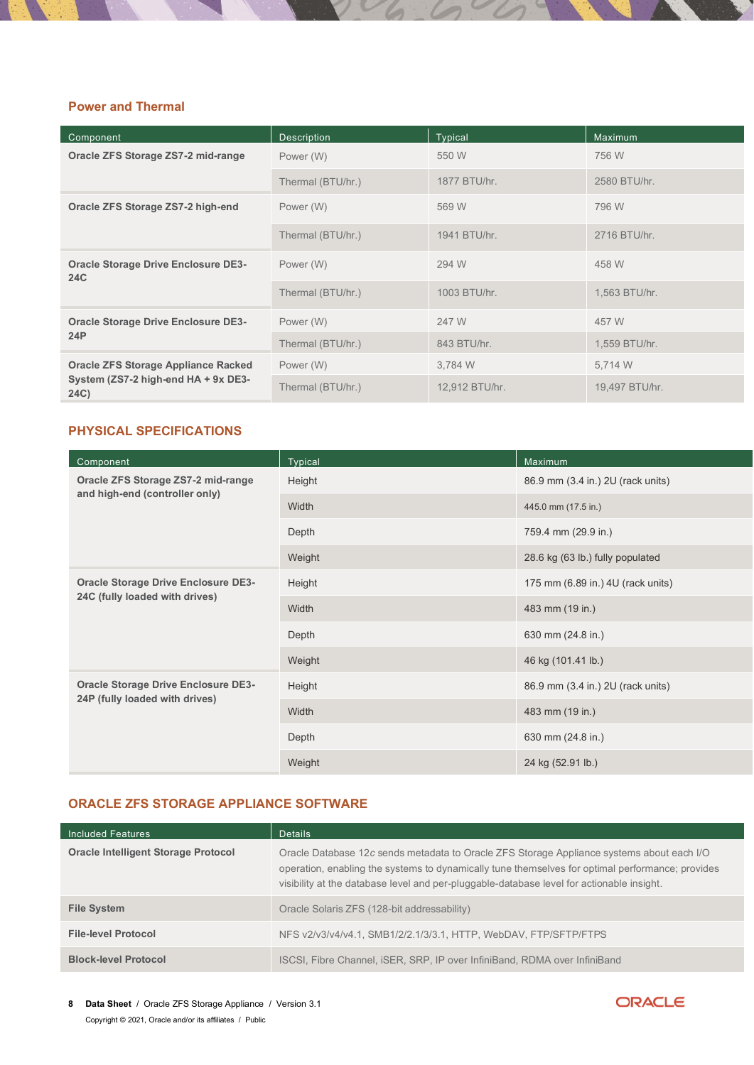## Power and Thermal

| Component | Description | Typical | Maximum |
|---|---|---|---|
| **Oracle ZFS Storage ZS7-2 mid-range** | Power (W) | 550 W | 756 W |
| | Thermal (BTU/hr.) | 1877 BTU/hr. | 2580 BTU/hr. |
| **Oracle ZFS Storage ZS7-2 high-end** | Power (W) | 569 W | 796 W |
| | Thermal (BTU/hr.) | 1941 BTU/hr. | 2716 BTU/hr. |
| **Oracle Storage Drive Enclosure DE3-24C** | Power (W) | 294 W | 458 W |
| | Thermal (BTU/hr.) | 1003 BTU/hr. | 1,563 BTU/hr. |
| **Oracle Storage Drive Enclosure DE3-24P** | Power (W) | 247 W | 457 W |
| | Thermal (BTU/hr.) | 843 BTU/hr. | 1,559 BTU/hr. |
| **Oracle ZFS Storage Appliance Racked System (ZS7-2 high-end HA + 9x DE3-24C)** | Power (W) | 3,784 W | 5,714 W |
| | Thermal (BTU/hr.) | 12,912 BTU/hr. | 19,497 BTU/hr. |

## PHYSICAL SPECIFICATIONS

| Component | Typical | Maximum |
|---|---|---|
| **Oracle ZFS Storage ZS7-2 mid-range and high-end (controller only)** | Height | 86.9 mm (3.4 in.) 2U (rack units) |
| | Width | 445.0 mm (17.5 in.) |
| | Depth | 759.4 mm (29.9 in.) |
| | Weight | 28.6 kg (63 lb.) fully populated |
| **Oracle Storage Drive Enclosure DE3-24C (fully loaded with drives)** | Height | 175 mm (6.89 in.) 4U (rack units) |
| | Width | 483 mm (19 in.) |
| | Depth | 630 mm (24.8 in.) |
| | Weight | 46 kg (101.41 lb.) |
| **Oracle Storage Drive Enclosure DE3-24P (fully loaded with drives)** | Height | 86.9 mm (3.4 in.) 2U (rack units) |
| | Width | 483 mm (19 in.) |
| | Depth | 630 mm (24.8 in.) |
| | Weight | 24 kg (52.91 lb.) |

## ORACLE ZFS STORAGE APPLIANCE SOFTWARE

| Included Features | Details |
|---|---|
| **Oracle Intelligent Storage Protocol** | Oracle Database 12*c* sends metadata to Oracle ZFS Storage Appliance systems about each I/O operation, enabling the systems to dynamically tune themselves for optimal performance; provides visibility at the database level and per-pluggable-database level for actionable insight. |
| **File System** | Oracle Solaris ZFS (128-bit addressability) |
| **File-level Protocol** | NFS v2/v3/v4/v4.1, SMB1/2/2.1/3/3.1, HTTP, WebDAV, FTP/SFTP/FTPS |
| **Block-level Protocol** | ISCSI, Fibre Channel, iSER, SRP, IP over InfiniBand, RDMA over InfiniBand |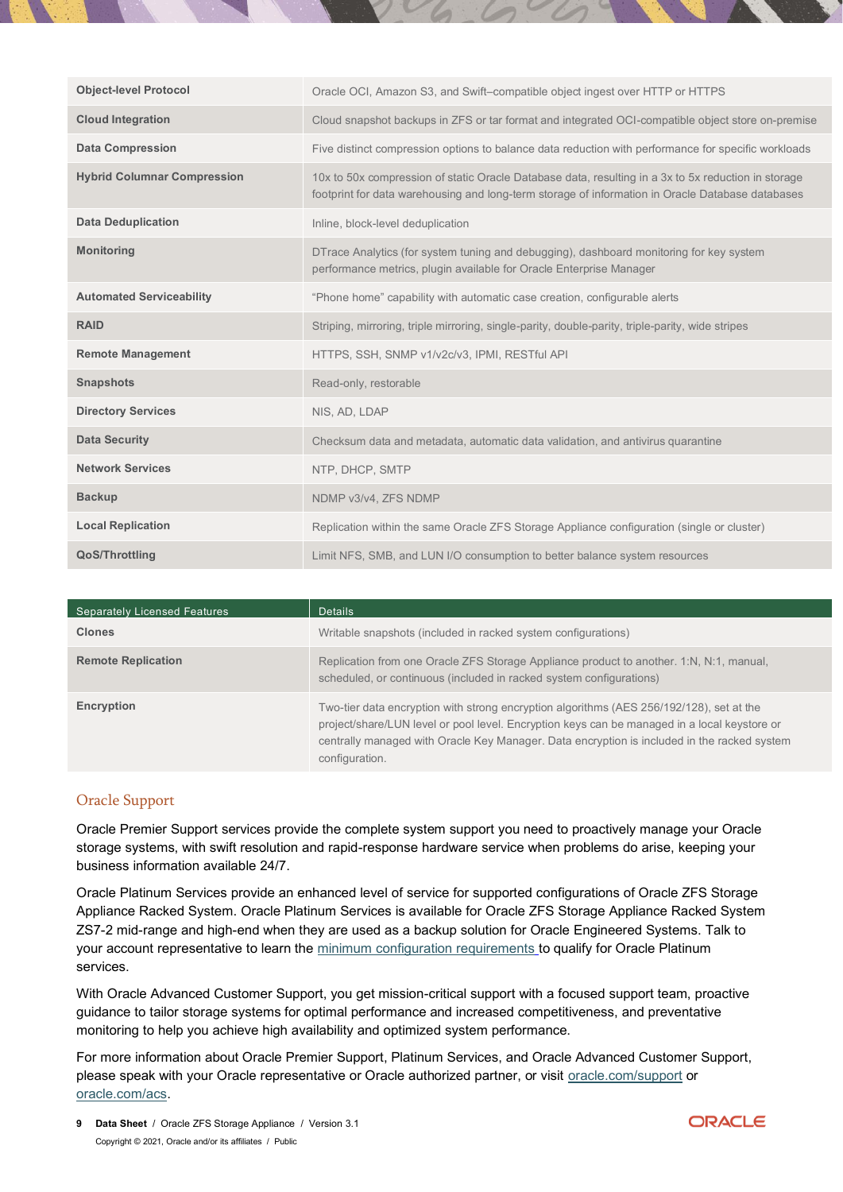| | |
|---|---|
| **Object-level Protocol** | Oracle OCI, Amazon S3, and Swift–compatible object ingest over HTTP or HTTPS |
| **Cloud Integration** | Cloud snapshot backups in ZFS or tar format and integrated OCI-compatible object store on-premise |
| **Data Compression** | Five distinct compression options to balance data reduction with performance for specific workloads |
| **Hybrid Columnar Compression** | 10x to 50x compression of static Oracle Database data, resulting in a 3x to 5x reduction in storage footprint for data warehousing and long-term storage of information in Oracle Database databases |
| **Data Deduplication** | Inline, block-level deduplication |
| **Monitoring** | DTrace Analytics (for system tuning and debugging), dashboard monitoring for key system performance metrics, plugin available for Oracle Enterprise Manager |
| **Automated Serviceability** | "Phone home" capability with automatic case creation, configurable alerts |
| **RAID** | Striping, mirroring, triple mirroring, single-parity, double-parity, triple-parity, wide stripes |
| **Remote Management** | HTTPS, SSH, SNMP v1/v2c/v3, IPMI, RESTful API |
| **Snapshots** | Read-only, restorable |
| **Directory Services** | NIS, AD, LDAP |
| **Data Security** | Checksum data and metadata, automatic data validation, and antivirus quarantine |
| **Network Services** | NTP, DHCP, SMTP |
| **Backup** | NDMP v3/v4, ZFS NDMP |
| **Local Replication** | Replication within the same Oracle ZFS Storage Appliance configuration (single or cluster) |
| **QoS/Throttling** | Limit NFS, SMB, and LUN I/O consumption to better balance system resources |

| Separately Licensed Features | Details |
|---|---|
| **Clones** | Writable snapshots (included in racked system configurations) |
| **Remote Replication** | Replication from one Oracle ZFS Storage Appliance product to another. 1:N, N:1, manual, scheduled, or continuous (included in racked system configurations) |
| **Encryption** | Two-tier data encryption with strong encryption algorithms (AES 256/192/128), set at the project/share/LUN level or pool level. Encryption keys can be managed in a local keystore or centrally managed with Oracle Key Manager. Data encryption is included in the racked system configuration. |

## Oracle Support

Oracle Premier Support services provide the complete system support you need to proactively manage your Oracle storage systems, with swift resolution and rapid-response hardware service when problems do arise, keeping your business information available 24/7.

Oracle Platinum Services provide an enhanced level of service for supported configurations of Oracle ZFS Storage Appliance Racked System. Oracle Platinum Services is available for Oracle ZFS Storage Appliance Racked System ZS7-2 mid-range and high-end when they are used as a backup solution for Oracle Engineered Systems. Talk to your account representative to learn the minimum configuration requirements to qualify for Oracle Platinum services.

With Oracle Advanced Customer Support, you get mission-critical support with a focused support team, proactive guidance to tailor storage systems for optimal performance and increased competitiveness, and preventative monitoring to help you achieve high availability and optimized system performance.

For more information about Oracle Premier Support, Platinum Services, and Oracle Advanced Customer Support, please speak with your Oracle representative or Oracle authorized partner, or visit oracle.com/support or oracle.com/acs.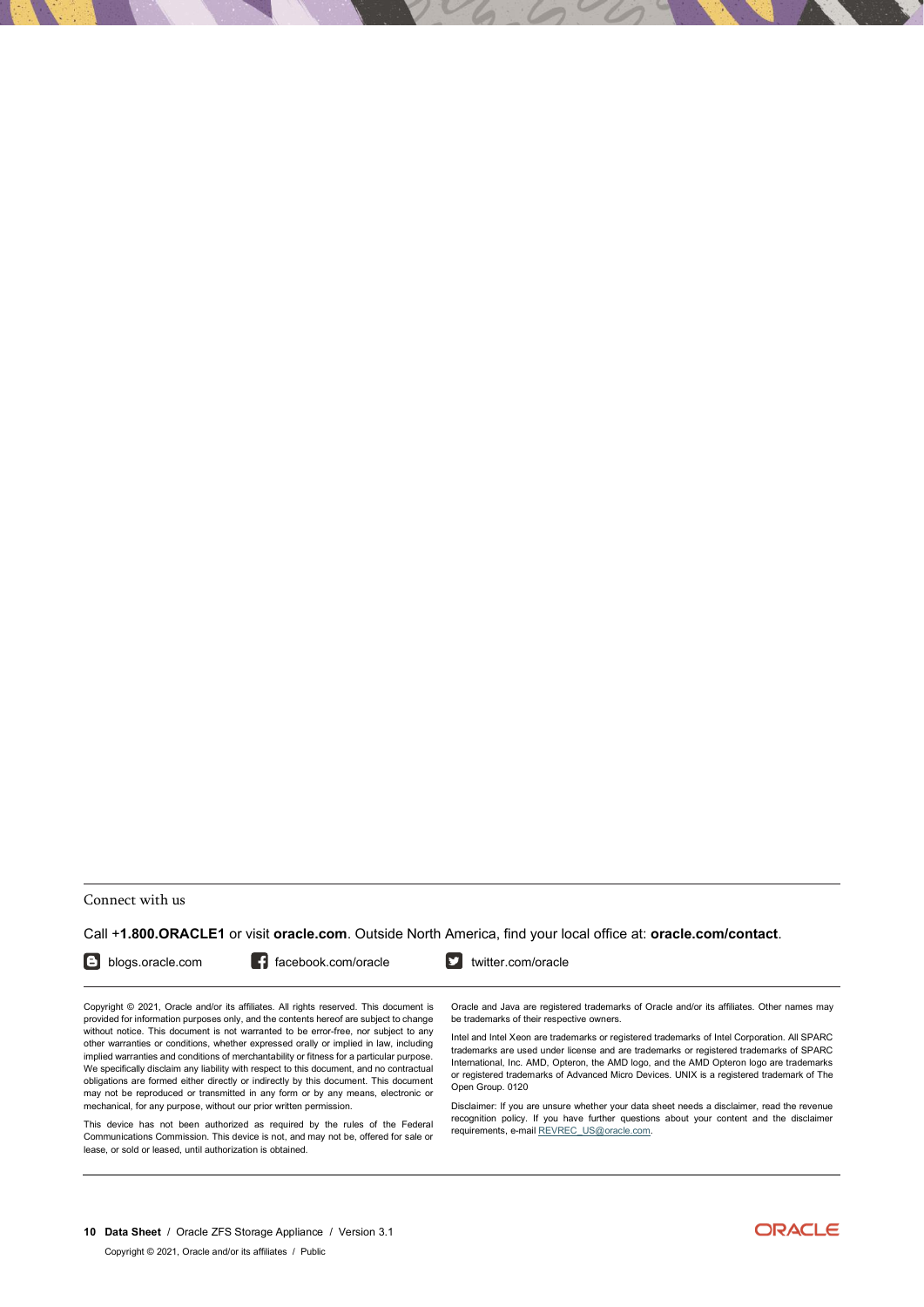Connect with us

Call **+1.800.ORACLE1** or visit **oracle.com**. Outside North America, find your local office at: **oracle.com/contact**.

blogs.oracle.com　　facebook.com/oracle　　twitter.com/oracle

Copyright © 2021, Oracle and/or its affiliates. All rights reserved. This document is provided for information purposes only, and the contents hereof are subject to change without notice. This document is not warranted to be error-free, nor subject to any other warranties or conditions, whether expressed orally or implied in law, including implied warranties and conditions of merchantability or fitness for a particular purpose. We specifically disclaim any liability with respect to this document, and no contractual obligations are formed either directly or indirectly by this document. This document may not be reproduced or transmitted in any form or by any means, electronic or mechanical, for any purpose, without our prior written permission.

This device has not been authorized as required by the rules of the Federal Communications Commission. This device is not, and may not be, offered for sale or lease, or sold or leased, until authorization is obtained.

Oracle and Java are registered trademarks of Oracle and/or its affiliates. Other names may be trademarks of their respective owners.

Intel and Intel Xeon are trademarks or registered trademarks of Intel Corporation. All SPARC trademarks are used under license and are trademarks or registered trademarks of SPARC International, Inc. AMD, Opteron, the AMD logo, and the AMD Opteron logo are trademarks or registered trademarks of Advanced Micro Devices. UNIX is a registered trademark of The Open Group. 0120

Disclaimer: If you are unsure whether your data sheet needs a disclaimer, read the revenue recognition policy. If you have further questions about your content and the disclaimer requirements, e-mail REVREC_US@oracle.com.